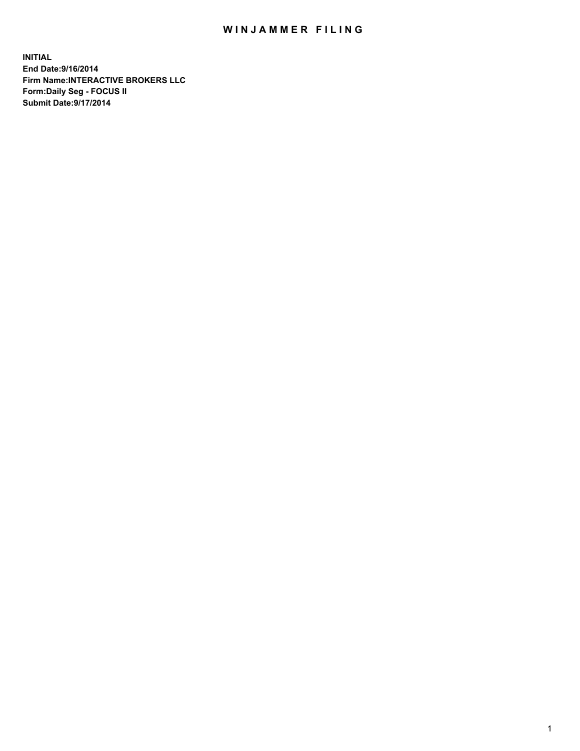# WINJAMMER FILING

**INITIAL**
**End Date:9/16/2014**
**Firm Name:INTERACTIVE BROKERS LLC**
**Form:Daily Seg - FOCUS II**
**Submit Date:9/17/2014**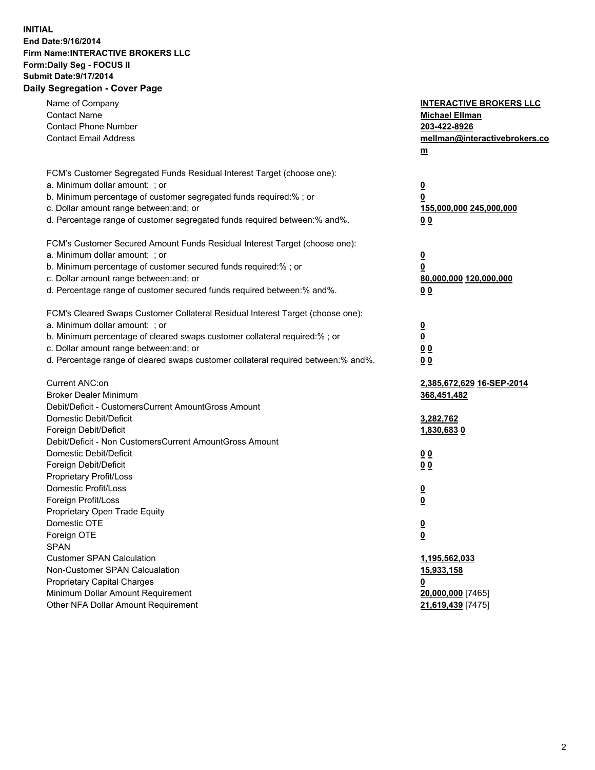**INITIAL**
**End Date:9/16/2014**
**Firm Name:INTERACTIVE BROKERS LLC**
**Form:Daily Seg - FOCUS II**
**Submit Date:9/17/2014**
**Daily Segregation - Cover Page**

| | |
|---|---|
| Name of Company | **INTERACTIVE BROKERS LLC** |
| Contact Name | **Michael Ellman** |
| Contact Phone Number | **203-422-8926** |
| Contact Email Address | **mellman@interactivebrokers.com** |
| | |
| FCM's Customer Segregated Funds Residual Interest Target (choose one): | |
| a. Minimum dollar amount: ; or | **0** |
| b. Minimum percentage of customer segregated funds required:% ; or | **0** |
| c. Dollar amount range between:and; or | **155,000,000** **245,000,000** |
| d. Percentage range of customer segregated funds required between:% and%. | **0** **0** |
| | |
| FCM's Customer Secured Amount Funds Residual Interest Target (choose one): | |
| a. Minimum dollar amount: ; or | **0** |
| b. Minimum percentage of customer secured funds required:% ; or | **0** |
| c. Dollar amount range between:and; or | **80,000,000** **120,000,000** |
| d. Percentage range of customer secured funds required between:% and%. | **0** **0** |
| | |
| FCM's Cleared Swaps Customer Collateral Residual Interest Target (choose one): | |
| a. Minimum dollar amount: ; or | **0** |
| b. Minimum percentage of cleared swaps customer collateral required:% ; or | **0** |
| c. Dollar amount range between:and; or | **0** **0** |
| d. Percentage range of cleared swaps customer collateral required between:% and%. | **0** **0** |
| | |
| Current ANC:on | **2,385,672,629** **16-SEP-2014** |
| Broker Dealer Minimum | **368,451,482** |
| Debit/Deficit - CustomersCurrent AmountGross Amount | |
| Domestic Debit/Deficit | **3,282,762** |
| Foreign Debit/Deficit | **1,830,683** **0** |
| Debit/Deficit - Non CustomersCurrent AmountGross Amount | |
| Domestic Debit/Deficit | **0** **0** |
| Foreign Debit/Deficit | **0** **0** |
| Proprietary Profit/Loss | |
| Domestic Profit/Loss | **0** |
| Foreign Profit/Loss | **0** |
| Proprietary Open Trade Equity | |
| Domestic OTE | **0** |
| Foreign OTE | **0** |
| SPAN | |
| Customer SPAN Calculation | **1,195,562,033** |
| Non-Customer SPAN Calcualation | **15,933,158** |
| Proprietary Capital Charges | **0** |
| Minimum Dollar Amount Requirement | **20,000,000** [7465] |
| Other NFA Dollar Amount Requirement | **21,619,439** [7475] |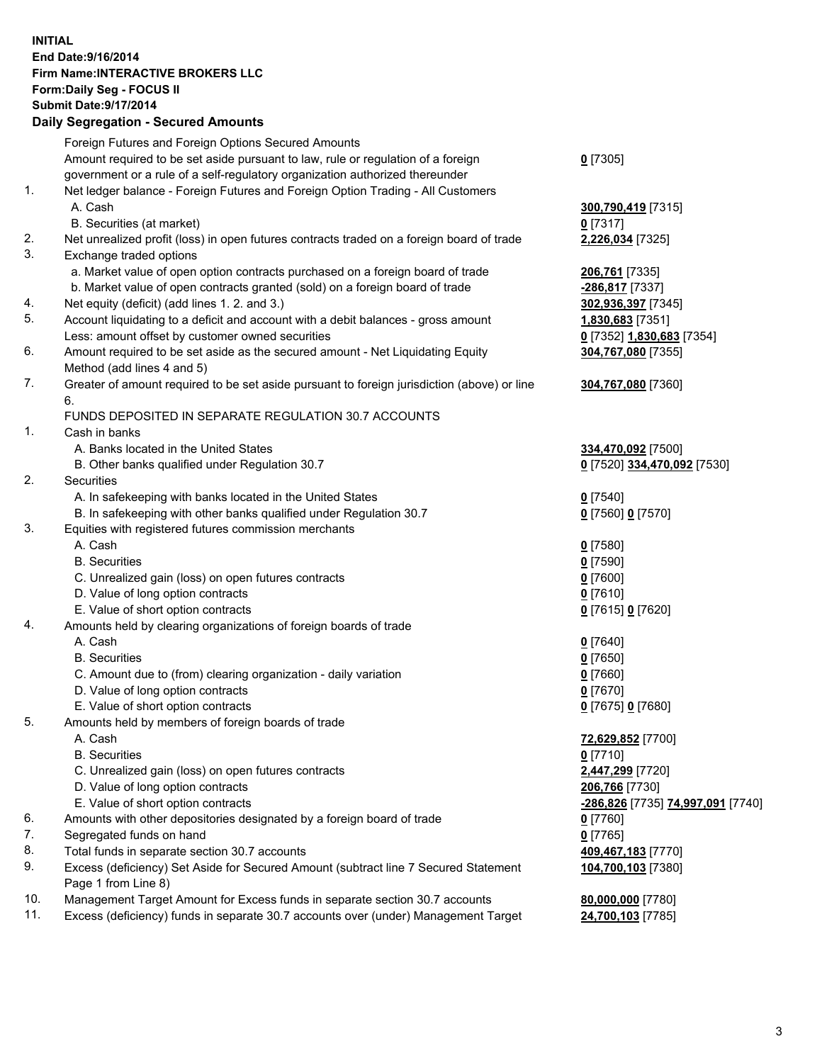**INITIAL**
**End Date:9/16/2014**
**Firm Name:INTERACTIVE BROKERS LLC**
**Form:Daily Seg - FOCUS II**
**Submit Date:9/17/2014**

**Daily Segregation - Secured Amounts**

| | | |
|---|---|---|
| | Foreign Futures and Foreign Options Secured Amounts | |
| | Amount required to be set aside pursuant to law, rule or regulation of a foreign government or a rule of a self-regulatory organization authorized thereunder | **0** [7305] |
| 1. | Net ledger balance - Foreign Futures and Foreign Option Trading - All Customers | |
| | A. Cash | **300,790,419** [7315] |
| | B. Securities (at market) | **0** [7317] |
| 2. | Net unrealized profit (loss) in open futures contracts traded on a foreign board of trade | **2,226,034** [7325] |
| 3. | Exchange traded options | |
| | a. Market value of open option contracts purchased on a foreign board of trade | **206,761** [7335] |
| | b. Market value of open contracts granted (sold) on a foreign board of trade | **-286,817** [7337] |
| 4. | Net equity (deficit) (add lines 1. 2. and 3.) | **302,936,397** [7345] |
| 5. | Account liquidating to a deficit and account with a debit balances - gross amount | **1,830,683** [7351] |
| | Less: amount offset by customer owned securities | **0** [7352] **1,830,683** [7354] |
| 6. | Amount required to be set aside as the secured amount - Net Liquidating Equity Method (add lines 4 and 5) | **304,767,080** [7355] |
| 7. | Greater of amount required to be set aside pursuant to foreign jurisdiction (above) or line 6. | **304,767,080** [7360] |
| | FUNDS DEPOSITED IN SEPARATE REGULATION 30.7 ACCOUNTS | |
| 1. | Cash in banks | |
| | A. Banks located in the United States | **334,470,092** [7500] |
| | B. Other banks qualified under Regulation 30.7 | **0** [7520] **334,470,092** [7530] |
| 2. | Securities | |
| | A. In safekeeping with banks located in the United States | **0** [7540] |
| | B. In safekeeping with other banks qualified under Regulation 30.7 | **0** [7560] **0** [7570] |
| 3. | Equities with registered futures commission merchants | |
| | A. Cash | **0** [7580] |
| | B. Securities | **0** [7590] |
| | C. Unrealized gain (loss) on open futures contracts | **0** [7600] |
| | D. Value of long option contracts | **0** [7610] |
| | E. Value of short option contracts | **0** [7615] **0** [7620] |
| 4. | Amounts held by clearing organizations of foreign boards of trade | |
| | A. Cash | **0** [7640] |
| | B. Securities | **0** [7650] |
| | C. Amount due to (from) clearing organization - daily variation | **0** [7660] |
| | D. Value of long option contracts | **0** [7670] |
| | E. Value of short option contracts | **0** [7675] **0** [7680] |
| 5. | Amounts held by members of foreign boards of trade | |
| | A. Cash | **72,629,852** [7700] |
| | B. Securities | **0** [7710] |
| | C. Unrealized gain (loss) on open futures contracts | **2,447,299** [7720] |
| | D. Value of long option contracts | **206,766** [7730] |
| | E. Value of short option contracts | **-286,826** [7735] **74,997,091** [7740] |
| 6. | Amounts with other depositories designated by a foreign board of trade | **0** [7760] |
| 7. | Segregated funds on hand | **0** [7765] |
| 8. | Total funds in separate section 30.7 accounts | **409,467,183** [7770] |
| 9. | Excess (deficiency) Set Aside for Secured Amount (subtract line 7 Secured Statement Page 1 from Line 8) | **104,700,103** [7380] |
| 10. | Management Target Amount for Excess funds in separate section 30.7 accounts | **80,000,000** [7780] |
| 11. | Excess (deficiency) funds in separate 30.7 accounts over (under) Management Target | **24,700,103** [7785] |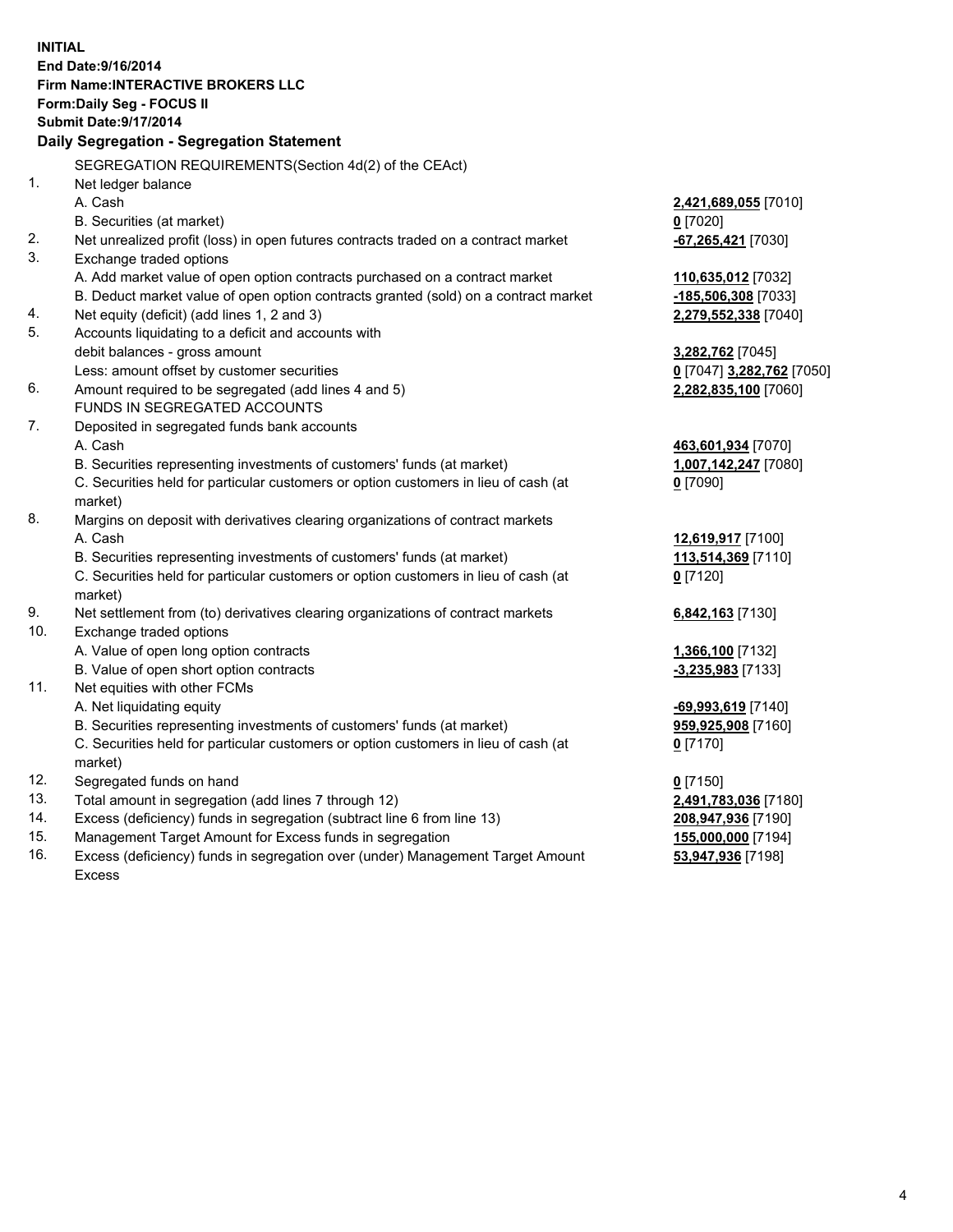**INITIAL**
**End Date:9/16/2014**
**Firm Name:INTERACTIVE BROKERS LLC**
**Form:Daily Seg - FOCUS II**
**Submit Date:9/17/2014**

## Daily Segregation - Segregation Statement

| | | |
|---|---|---|
| | SEGREGATION REQUIREMENTS(Section 4d(2) of the CEAct) | |
| 1. | Net ledger balance | |
| | A. Cash | **2,421,689,055** [7010] |
| | B. Securities (at market) | **0** [7020] |
| 2. | Net unrealized profit (loss) in open futures contracts traded on a contract market | **-67,265,421** [7030] |
| 3. | Exchange traded options | |
| | A. Add market value of open option contracts purchased on a contract market | **110,635,012** [7032] |
| | B. Deduct market value of open option contracts granted (sold) on a contract market | **-185,506,308** [7033] |
| 4. | Net equity (deficit) (add lines 1, 2 and 3) | **2,279,552,338** [7040] |
| 5. | Accounts liquidating to a deficit and accounts with | |
| | debit balances - gross amount | **3,282,762** [7045] |
| | Less: amount offset by customer securities | **0** [7047] **3,282,762** [7050] |
| 6. | Amount required to be segregated (add lines 4 and 5) | **2,282,835,100** [7060] |
| | FUNDS IN SEGREGATED ACCOUNTS | |
| 7. | Deposited in segregated funds bank accounts | |
| | A. Cash | **463,601,934** [7070] |
| | B. Securities representing investments of customers' funds (at market) | **1,007,142,247** [7080] |
| | C. Securities held for particular customers or option customers in lieu of cash (at market) | **0** [7090] |
| 8. | Margins on deposit with derivatives clearing organizations of contract markets | |
| | A. Cash | **12,619,917** [7100] |
| | B. Securities representing investments of customers' funds (at market) | **113,514,369** [7110] |
| | C. Securities held for particular customers or option customers in lieu of cash (at market) | **0** [7120] |
| 9. | Net settlement from (to) derivatives clearing organizations of contract markets | **6,842,163** [7130] |
| 10. | Exchange traded options | |
| | A. Value of open long option contracts | **1,366,100** [7132] |
| | B. Value of open short option contracts | **-3,235,983** [7133] |
| 11. | Net equities with other FCMs | |
| | A. Net liquidating equity | **-69,993,619** [7140] |
| | B. Securities representing investments of customers' funds (at market) | **959,925,908** [7160] |
| | C. Securities held for particular customers or option customers in lieu of cash (at market) | **0** [7170] |
| 12. | Segregated funds on hand | **0** [7150] |
| 13. | Total amount in segregation (add lines 7 through 12) | **2,491,783,036** [7180] |
| 14. | Excess (deficiency) funds in segregation (subtract line 6 from line 13) | **208,947,936** [7190] |
| 15. | Management Target Amount for Excess funds in segregation | **155,000,000** [7194] |
| 16. | Excess (deficiency) funds in segregation over (under) Management Target Amount Excess | **53,947,936** [7198] |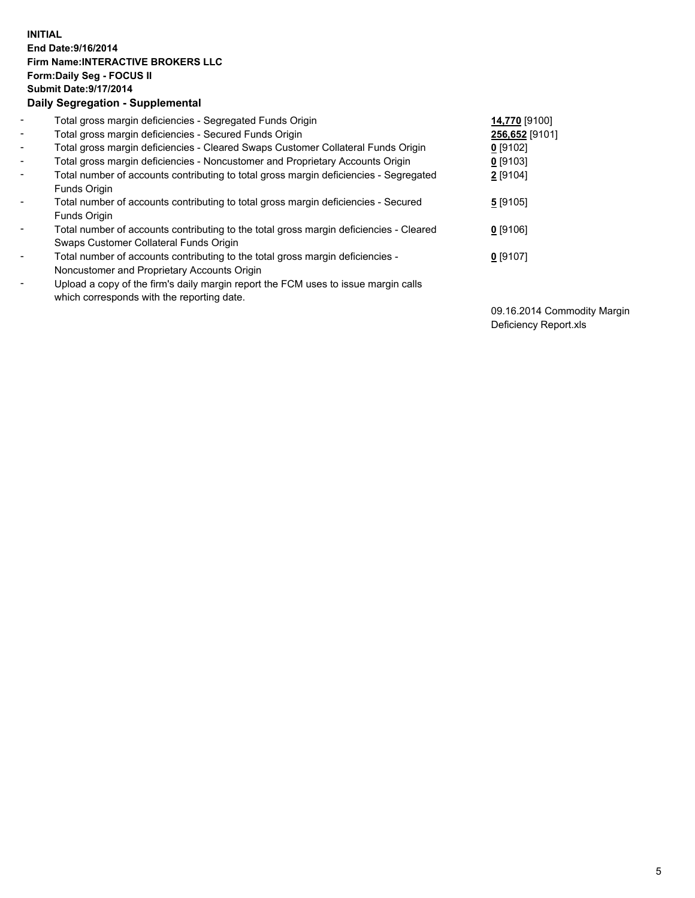**INITIAL**
**End Date:9/16/2014**
**Firm Name:INTERACTIVE BROKERS LLC**
**Form:Daily Seg - FOCUS II**
**Submit Date:9/17/2014**
**Daily Segregation - Supplemental**

| | | |
|---|---|---|
| - | Total gross margin deficiencies - Segregated Funds Origin | **14,770** [9100] |
| - | Total gross margin deficiencies - Secured Funds Origin | **256,652** [9101] |
| - | Total gross margin deficiencies - Cleared Swaps Customer Collateral Funds Origin | **0** [9102] |
| - | Total gross margin deficiencies - Noncustomer and Proprietary Accounts Origin | **0** [9103] |
| - | Total number of accounts contributing to total gross margin deficiencies - Segregated Funds Origin | **2** [9104] |
| - | Total number of accounts contributing to total gross margin deficiencies - Secured Funds Origin | **5** [9105] |
| - | Total number of accounts contributing to the total gross margin deficiencies - Cleared Swaps Customer Collateral Funds Origin | **0** [9106] |
| - | Total number of accounts contributing to the total gross margin deficiencies - Noncustomer and Proprietary Accounts Origin | **0** [9107] |
| - | Upload a copy of the firm's daily margin report the FCM uses to issue margin calls which corresponds with the reporting date. | 09.16.2014 Commodity Margin Deficiency Report.xls |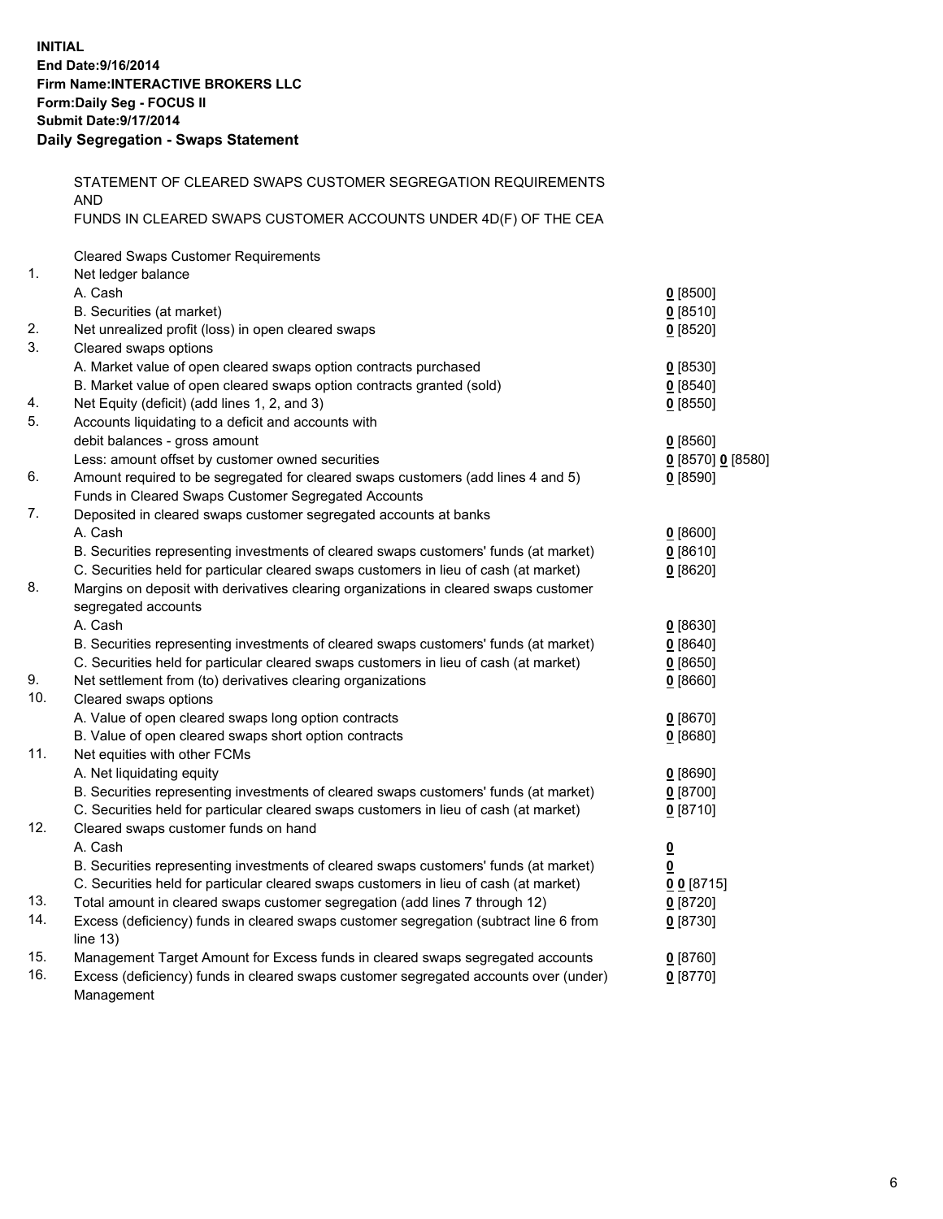**INITIAL**
**End Date:9/16/2014**
**Firm Name:INTERACTIVE BROKERS LLC**
**Form:Daily Seg - FOCUS II**
**Submit Date:9/17/2014**
**Daily Segregation - Swaps Statement**

STATEMENT OF CLEARED SWAPS CUSTOMER SEGREGATION REQUIREMENTS AND FUNDS IN CLEARED SWAPS CUSTOMER ACCOUNTS UNDER 4D(F) OF THE CEA

| | | |
|---|---|---|
| | Cleared Swaps Customer Requirements | |
| 1. | Net ledger balance | |
| | A. Cash | **0** [8500] |
| | B. Securities (at market) | **0** [8510] |
| 2. | Net unrealized profit (loss) in open cleared swaps | **0** [8520] |
| 3. | Cleared swaps options | |
| | A. Market value of open cleared swaps option contracts purchased | **0** [8530] |
| | B. Market value of open cleared swaps option contracts granted (sold) | **0** [8540] |
| 4. | Net Equity (deficit) (add lines 1, 2, and 3) | **0** [8550] |
| 5. | Accounts liquidating to a deficit and accounts with | |
| | debit balances - gross amount | **0** [8560] |
| | Less: amount offset by customer owned securities | **0** [8570] **0** [8580] |
| 6. | Amount required to be segregated for cleared swaps customers (add lines 4 and 5) | **0** [8590] |
| | Funds in Cleared Swaps Customer Segregated Accounts | |
| 7. | Deposited in cleared swaps customer segregated accounts at banks | |
| | A. Cash | **0** [8600] |
| | B. Securities representing investments of cleared swaps customers' funds (at market) | **0** [8610] |
| | C. Securities held for particular cleared swaps customers in lieu of cash (at market) | **0** [8620] |
| 8. | Margins on deposit with derivatives clearing organizations in cleared swaps customer segregated accounts | |
| | A. Cash | **0** [8630] |
| | B. Securities representing investments of cleared swaps customers' funds (at market) | **0** [8640] |
| | C. Securities held for particular cleared swaps customers in lieu of cash (at market) | **0** [8650] |
| 9. | Net settlement from (to) derivatives clearing organizations | **0** [8660] |
| 10. | Cleared swaps options | |
| | A. Value of open cleared swaps long option contracts | **0** [8670] |
| | B. Value of open cleared swaps short option contracts | **0** [8680] |
| 11. | Net equities with other FCMs | |
| | A. Net liquidating equity | **0** [8690] |
| | B. Securities representing investments of cleared swaps customers' funds (at market) | **0** [8700] |
| | C. Securities held for particular cleared swaps customers in lieu of cash (at market) | **0** [8710] |
| 12. | Cleared swaps customer funds on hand | |
| | A. Cash | **0** |
| | B. Securities representing investments of cleared swaps customers' funds (at market) | **0** |
| | C. Securities held for particular cleared swaps customers in lieu of cash (at market) | **0** **0** [8715] |
| 13. | Total amount in cleared swaps customer segregation (add lines 7 through 12) | **0** [8720] |
| 14. | Excess (deficiency) funds in cleared swaps customer segregation (subtract line 6 from line 13) | **0** [8730] |
| 15. | Management Target Amount for Excess funds in cleared swaps segregated accounts | **0** [8760] |
| 16. | Excess (deficiency) funds in cleared swaps customer segregated accounts over (under) Management | **0** [8770] |